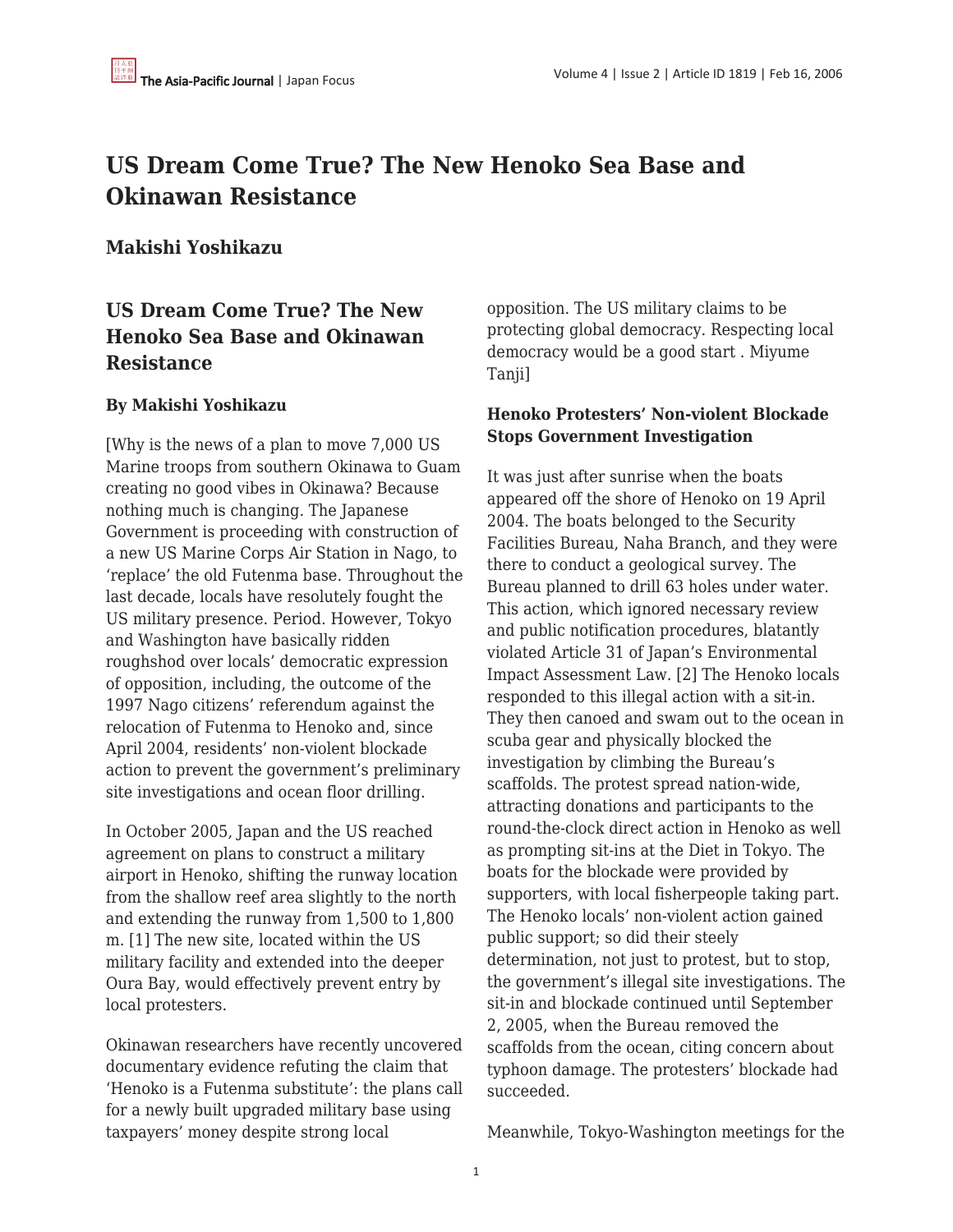# US Dream Come True? The New Henoko Sea Base and Okinawan Resistance

## Makishi Yoshikazu

## US Dream Come True? The New Henoko Sea Base and Okinawan Resistance

### By Makishi Yoshikazu

[Why is the news of a plan to move 7,000 US Marine troops from southern Okinawa to Guam creating no good vibes in Okinawa? Because nothing much is changing. The Japanese Government is proceeding with construction of a new US Marine Corps Air Station in Nago, to 'replace' the old Futenma base. Throughout the last decade, locals have resolutely fought the US military presence. Period. However, Tokyo and Washington have basically ridden roughshod over locals' democratic expression of opposition, including, the outcome of the 1997 Nago citizens' referendum against the relocation of Futenma to Henoko and, since April 2004, residents' non-violent blockade action to prevent the government's preliminary site investigations and ocean floor drilling.

In October 2005, Japan and the US reached agreement on plans to construct a military airport in Henoko, shifting the runway location from the shallow reef area slightly to the north and extending the runway from 1,500 to 1,800 m. [1] The new site, located within the US military facility and extended into the deeper Oura Bay, would effectively prevent entry by local protesters.

Okinawan researchers have recently uncovered documentary evidence refuting the claim that 'Henoko is a Futenma substitute': the plans call for a newly built upgraded military base using taxpayers' money despite strong local opposition. The US military claims to be protecting global democracy. Respecting local democracy would be a good start . Miyume Tanji]

### Henoko Protesters' Non-violent Blockade Stops Government Investigation

It was just after sunrise when the boats appeared off the shore of Henoko on 19 April 2004. The boats belonged to the Security Facilities Bureau, Naha Branch, and they were there to conduct a geological survey. The Bureau planned to drill 63 holes under water. This action, which ignored necessary review and public notification procedures, blatantly violated Article 31 of Japan's Environmental Impact Assessment Law. [2] The Henoko locals responded to this illegal action with a sit-in. They then canoed and swam out to the ocean in scuba gear and physically blocked the investigation by climbing the Bureau's scaffolds. The protest spread nation-wide, attracting donations and participants to the round-the-clock direct action in Henoko as well as prompting sit-ins at the Diet in Tokyo. The boats for the blockade were provided by supporters, with local fisherpeople taking part. The Henoko locals' non-violent action gained public support; so did their steely determination, not just to protest, but to stop, the government's illegal site investigations. The sit-in and blockade continued until September 2, 2005, when the Bureau removed the scaffolds from the ocean, citing concern about typhoon damage. The protesters' blockade had succeeded.

Meanwhile, Tokyo-Washington meetings for the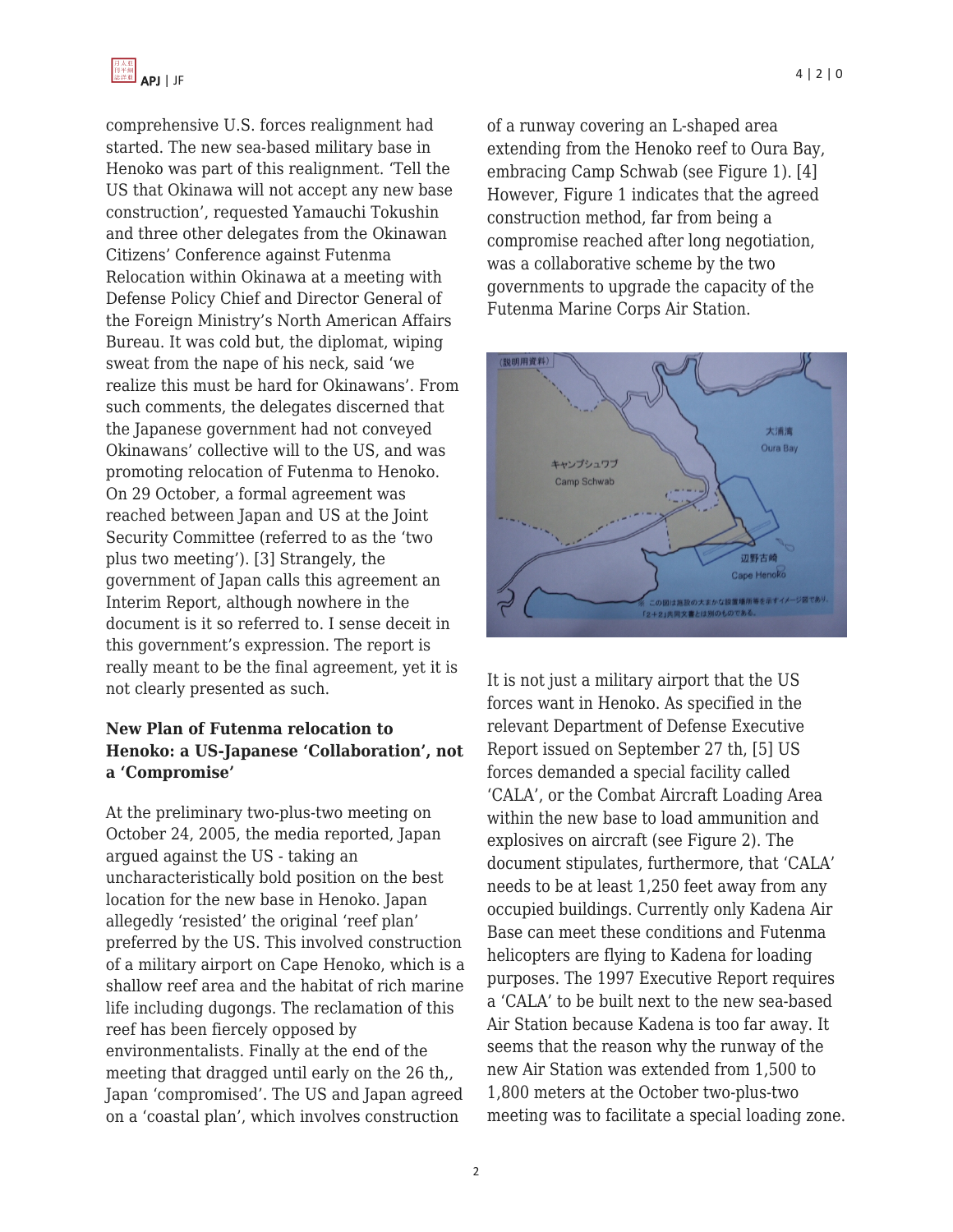comprehensive U.S. forces realignment had started. The new sea-based military base in Henoko was part of this realignment. 'Tell the US that Okinawa will not accept any new base construction', requested Yamauchi Tokushin and three other delegates from the Okinawan Citizens' Conference against Futenma Relocation within Okinawa at a meeting with Defense Policy Chief and Director General of the Foreign Ministry's North American Affairs Bureau. It was cold but, the diplomat, wiping sweat from the nape of his neck, said 'we realize this must be hard for Okinawans'. From such comments, the delegates discerned that the Japanese government had not conveyed Okinawans' collective will to the US, and was promoting relocation of Futenma to Henoko. On 29 October, a formal agreement was reached between Japan and US at the Joint Security Committee (referred to as the 'two plus two meeting'). [3] Strangely, the government of Japan calls this agreement an Interim Report, although nowhere in the document is it so referred to. I sense deceit in this government's expression. The report is really meant to be the final agreement, yet it is not clearly presented as such.

### New Plan of Futenma relocation to Henoko: a US-Japanese 'Collaboration', not a 'Compromise'

At the preliminary two-plus-two meeting on October 24, 2005, the media reported, Japan argued against the US - taking an uncharacteristically bold position on the best location for the new base in Henoko. Japan allegedly 'resisted' the original 'reef plan' preferred by the US. This involved construction of a military airport on Cape Henoko, which is a shallow reef area and the habitat of rich marine life including dugongs. The reclamation of this reef has been fiercely opposed by environmentalists. Finally at the end of the meeting that dragged until early on the 26 th,, Japan 'compromised'. The US and Japan agreed on a 'coastal plan', which involves construction of a runway covering an L-shaped area extending from the Henoko reef to Oura Bay, embracing Camp Schwab (see Figure 1). [4] However, Figure 1 indicates that the agreed construction method, far from being a compromise reached after long negotiation, was a collaborative scheme by the two governments to upgrade the capacity of the Futenma Marine Corps Air Station.

It is not just a military airport that the US forces want in Henoko. As specified in the relevant Department of Defense Executive Report issued on September 27 th, [5] US forces demanded a special facility called 'CALA', or the Combat Aircraft Loading Area within the new base to load ammunition and explosives on aircraft (see Figure 2). The document stipulates, furthermore, that 'CALA' needs to be at least 1,250 feet away from any occupied buildings. Currently only Kadena Air Base can meet these conditions and Futenma helicopters are flying to Kadena for loading purposes. The 1997 Executive Report requires a 'CALA' to be built next to the new sea-based Air Station because Kadena is too far away. It seems that the reason why the runway of the new Air Station was extended from 1,500 to 1,800 meters at the October two-plus-two meeting was to facilitate a special loading zone.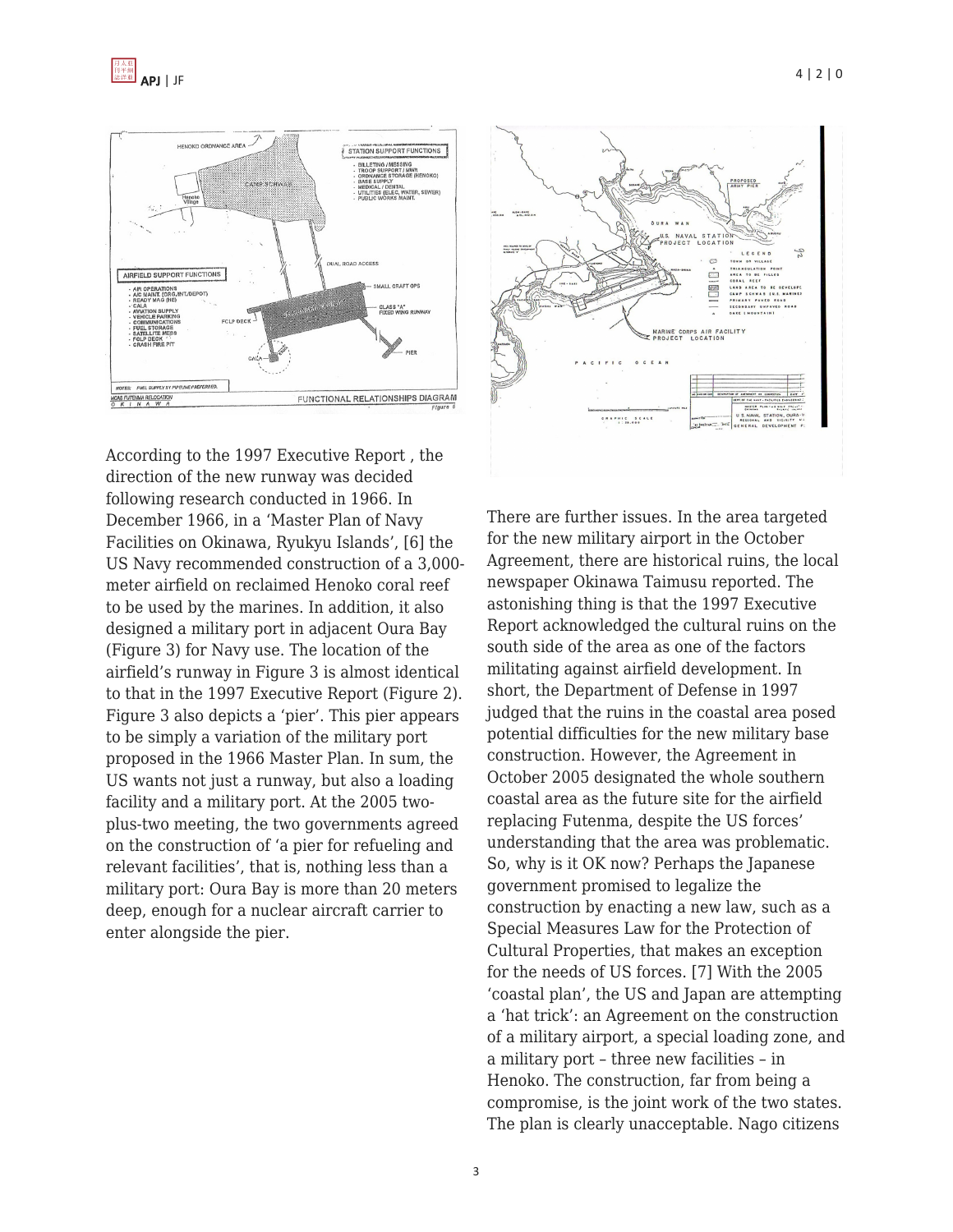According to the 1997 Executive Report , the direction of the new runway was decided following research conducted in 1966. In December 1966, in a 'Master Plan of Navy Facilities on Okinawa, Ryukyu Islands', [6] the US Navy recommended construction of a 3,000-meter airfield on reclaimed Henoko coral reef to be used by the marines. In addition, it also designed a military port in adjacent Oura Bay (Figure 3) for Navy use. The location of the airfield's runway in Figure 3 is almost identical to that in the 1997 Executive Report (Figure 2). Figure 3 also depicts a 'pier'. This pier appears to be simply a variation of the military port proposed in the 1966 Master Plan. In sum, the US wants not just a runway, but also a loading facility and a military port. At the 2005 two-plus-two meeting, the two governments agreed on the construction of 'a pier for refueling and relevant facilities', that is, nothing less than a military port: Oura Bay is more than 20 meters deep, enough for a nuclear aircraft carrier to enter alongside the pier.

There are further issues. In the area targeted for the new military airport in the October Agreement, there are historical ruins, the local newspaper Okinawa Taimusu reported. The astonishing thing is that the 1997 Executive Report acknowledged the cultural ruins on the south side of the area as one of the factors militating against airfield development. In short, the Department of Defense in 1997 judged that the ruins in the coastal area posed potential difficulties for the new military base construction. However, the Agreement in October 2005 designated the whole southern coastal area as the future site for the airfield replacing Futenma, despite the US forces' understanding that the area was problematic. So, why is it OK now? Perhaps the Japanese government promised to legalize the construction by enacting a new law, such as a Special Measures Law for the Protection of Cultural Properties, that makes an exception for the needs of US forces. [7] With the 2005 'coastal plan', the US and Japan are attempting a 'hat trick': an Agreement on the construction of a military airport, a special loading zone, and a military port – three new facilities – in Henoko. The construction, far from being a compromise, is the joint work of the two states. The plan is clearly unacceptable. Nago citizens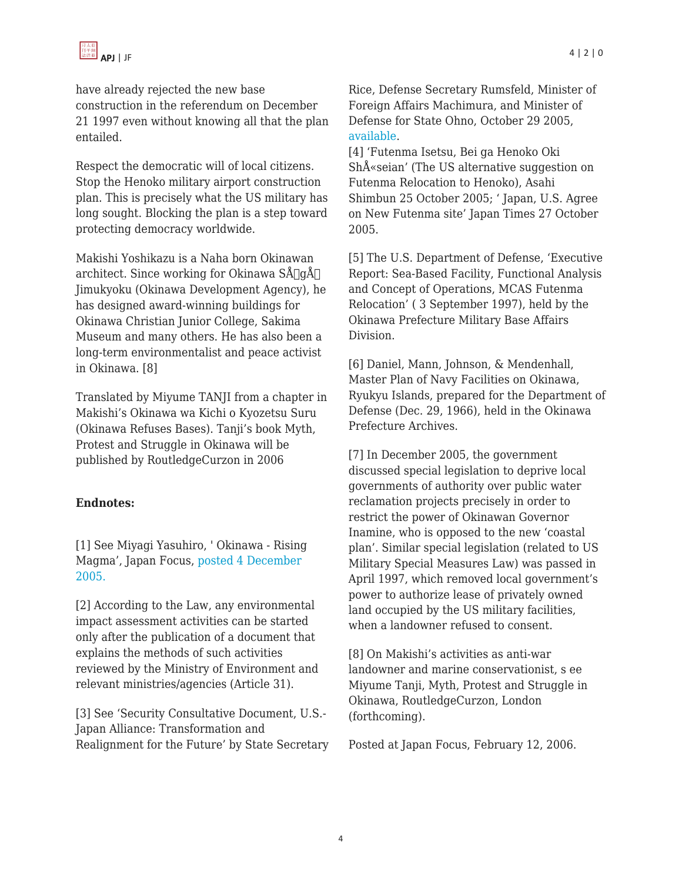have already rejected the new base construction in the referendum on December 21 1997 even without knowing all that the plan entailed.

Respect the democratic will of local citizens. Stop the Henoko military airport construction plan. This is precisely what the US military has long sought. Blocking the plan is a step toward protecting democracy worldwide.

Makishi Yoshikazu is a Naha born Okinawan architect. Since working for Okinawa SÅgÅ Jimukyoku (Okinawa Development Agency), he has designed award-winning buildings for Okinawa Christian Junior College, Sakima Museum and many others. He has also been a long-term environmentalist and peace activist in Okinawa. [8]

Translated by Miyume TANJI from a chapter in Makishi's Okinawa wa Kichi o Kyozetsu Suru (Okinawa Refuses Bases). Tanji's book Myth, Protest and Struggle in Okinawa will be published by RoutledgeCurzon in 2006

**Endnotes:**

[1] See Miyagi Yasuhiro, ' Okinawa - Rising Magma', Japan Focus, posted 4 December 2005.

[2] According to the Law, any environmental impact assessment activities can be started only after the publication of a document that explains the methods of such activities reviewed by the Ministry of Environment and relevant ministries/agencies (Article 31).

[3] See 'Security Consultative Document, U.S.-Japan Alliance: Transformation and Realignment for the Future' by State Secretary Rice, Defense Secretary Rumsfeld, Minister of Foreign Affairs Machimura, and Minister of Defense for State Ohno, October 29 2005, available.

[4] 'Futenma Isetsu, Bei ga Henoko Oki ShÅ«seian' (The US alternative suggestion on Futenma Relocation to Henoko), Asahi Shimbun 25 October 2005; ' Japan, U.S. Agree on New Futenma site' Japan Times 27 October 2005.

[5] The U.S. Department of Defense, 'Executive Report: Sea-Based Facility, Functional Analysis and Concept of Operations, MCAS Futenma Relocation' ( 3 September 1997), held by the Okinawa Prefecture Military Base Affairs Division.

[6] Daniel, Mann, Johnson, & Mendenhall, Master Plan of Navy Facilities on Okinawa, Ryukyu Islands, prepared for the Department of Defense (Dec. 29, 1966), held in the Okinawa Prefecture Archives.

[7] In December 2005, the government discussed special legislation to deprive local governments of authority over public water reclamation projects precisely in order to restrict the power of Okinawan Governor Inamine, who is opposed to the new 'coastal plan'. Similar special legislation (related to US Military Special Measures Law) was passed in April 1997, which removed local government's power to authorize lease of privately owned land occupied by the US military facilities, when a landowner refused to consent.

[8] On Makishi's activities as anti-war landowner and marine conservationist, s ee Miyume Tanji, Myth, Protest and Struggle in Okinawa, RoutledgeCurzon, London (forthcoming).

Posted at Japan Focus, February 12, 2006.